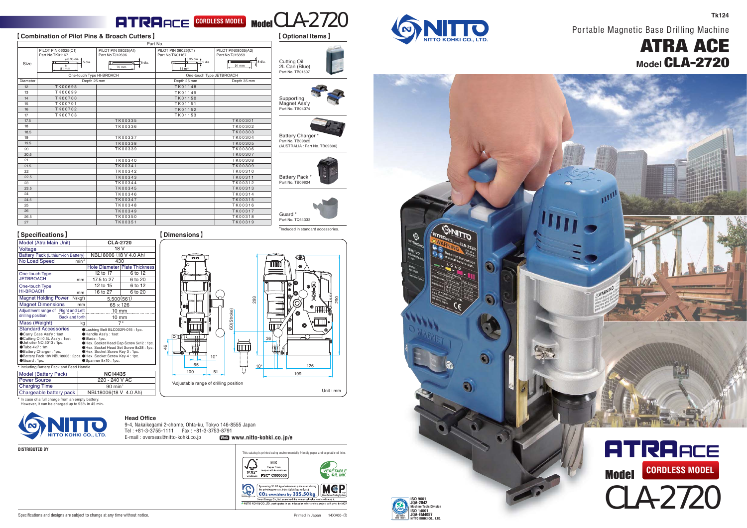# ATRA ACE CORDLESS MODEL Model CLA-2720

## 【Combination of Pilot Pins & Broach Cutters】

| | Part No. | | | |
|---|---|---|---|---|
| Size | PILOT PIN 06025(C1) Part No.TK01167 (6.35 dia., 5 dia., 81 mm) | PILOT PIN 08025(A1) Part No.TJ12696 (8 dia., 76 mm) | PILOT PIN 06025(C1) Part No.TK01167 (6.35 dia., 5 dia., 81 mm) | PILOT PIN08035(A2) Part No.TJ15859 (8 dia., 91 mm) |
| | One-touch Type HI-BROACH | | One-touch Type JETBROACH | |
| Diameter | Depth 25 mm | | Depth 25 mm | Depth 35 mm |
| 12 | TK00698 | | TK01148 | |
| 13 | TK00699 | | TK01149 | |
| 14 | TK00700 | | TK01150 | |
| 15 | TK00701 | | TK01151 | |
| 16 | TK00702 | | TK01152 | |
| 17 | TK00703 | | TK01153 | |
| 17.5 | | TK00335 | | TK00301 |
| 18 | | TK00336 | | TK00302 |
| 18.5 | | | | TK00303 |
| 19 | | TK00337 | | TK00304 |
| 19.5 | | TK00338 | | TK00305 |
| 20 | | TK00339 | | TK00306 |
| 20.5 | | | | TK00307 |
| 21 | | TK00340 | | TK00308 |
| 21.5 | | TK00341 | | TK00309 |
| 22 | | TK00342 | | TK00310 |
| 22.5 | | TK00343 | | TK00311 |
| 23 | | TK00344 | | TK00312 |
| 23.5 | | TK00345 | | TK00313 |
| 24 | | TK00346 | | TK00314 |
| 24.5 | | TK00347 | | TK00315 |
| 25 | | TK00348 | | TK00316 |
| 26 | | TK00349 | | TK00317 |
| 26.5 | | TK00350 | | TK00318 |
| 27 | | TK00351 | | TK00319 |

## 【Optional Items】

- Cutting Oil 2L Can (Blue) Part No. TB01507
- Supporting Magnet Ass'y Part No. TB04374
- Battery Charger * Part No. TB09825 (AUSTRALIA : Part No. TB09806)
- Battery Pack * Part No. TB09824
- Guard * Part No. TQ14333

*Included in standard accessories.

## 【Specifications】

| Model (Atra Main Unit) | | CLA-2720 | |
|---|---|---|---|
| Voltage | | 18 V | |
| Battery Pack (Lithium-ion Battery) | | NBL18006 (18 V 4.0 Ah) | |
| No Load Speed | min⁻¹ | 430 | |
| | | Hole Diameter | Plate Thickness |
| One-touch Type JETBROACH | mm | 12 to 17 | 6 to 12 |
| | | 17.5 to 27 | 6 to 20 |
| One-touch Type HI-BROACH | mm | 12 to 15 | 6 to 12 |
| | | 16 to 27 | 6 to 20 |
| Magnet Holding Power | N(kgf) | 5,500(561) | |
| Magnet Dimensions | mm | 65 × 126 | |
| Adjustment range of drilling position | Right and Left | 10 mm | |
| | Back and forth | 10 mm | |
| Mass (Weight) | kg | 7* | |

**Standard Accessories**
- Carry Case Ass'y : 1set
- Cutting Oil 0.5L Ass'y : 1set
- Jet oiler NO.3013 : 1pc.
- Tube 4x7 : 1m
- Battery Charger : 1pc.
- Battery Pack 18V NBL18006 : 2pcs.
- Guard : 1pc.
- Lashing Belt BLC002R-015 : 1pc.
- Handle Ass'y : 1set
- Blade : 1pc.
- Hex. Socket Head Cap Screw 5x12 : 1pc.
- Hex. Socket Head Set Screw 8x28 : 1pc.
- Hex. Socket Screw Key 3 : 1pc.
- Hex. Socket Screw Key 4 : 1pc.
- Spanner 8x10 : 1pc.

* Including Battery Pack and Feed Handle.

| Model (Battery Pack) | NC14435 |
|---|---|
| Power Source | 220 - 240 V AC |
| Charging Time | 90 min* |
| Chargeable battery pack | NBL18006(18 V 4.0 Ah) |

* In case of a full charge from an empty battery. However, it can be charged up to 95% in 45 min.

## 【Dimensions】

293, 290, 60(Stroke), 46, 36, 10°, 10°, 65, 100, 51, 126, 199

*Adjustable range of drilling position

Unit : mm

**NITTO KOHKI CO., LTD.**

**Head Office**
9-4, Nakaikegami 2-chome, Ohta-ku, Tokyo 146-8555 Japan
Tel : +81-3-3755-1111  Fax : +81-3-3753-8791
E-mail : overseas@nitto-kohki.co.jp  Web www.nitto-kohki.co.jp/e

DISTRIBUTED BY

This catalog is printed using environmentally friendly paper and vegetable oil inks.

MIX Paper from responsible sources FSC® C000000

VEGETABLE OIL INK

By reusing 31.8 kg of aluminum plate used during the printing process, Nitto Kohki has reduced CO2 emmisions by 325.50kg.

Specifications and designs are subject to change at any time without notice.

Printed in Japan 14XV00-①

Tk124

# Portable Magnetic Base Drilling Machine

# ATRA ACE Model CLA-2720

ATRA ACE Model CORDLESS MODEL CLA-2720

ISO 9001 JQA-2042 Machine Tools Division
ISO 14001 JQA-EM4057 NITTO KOHKI CO., LTD.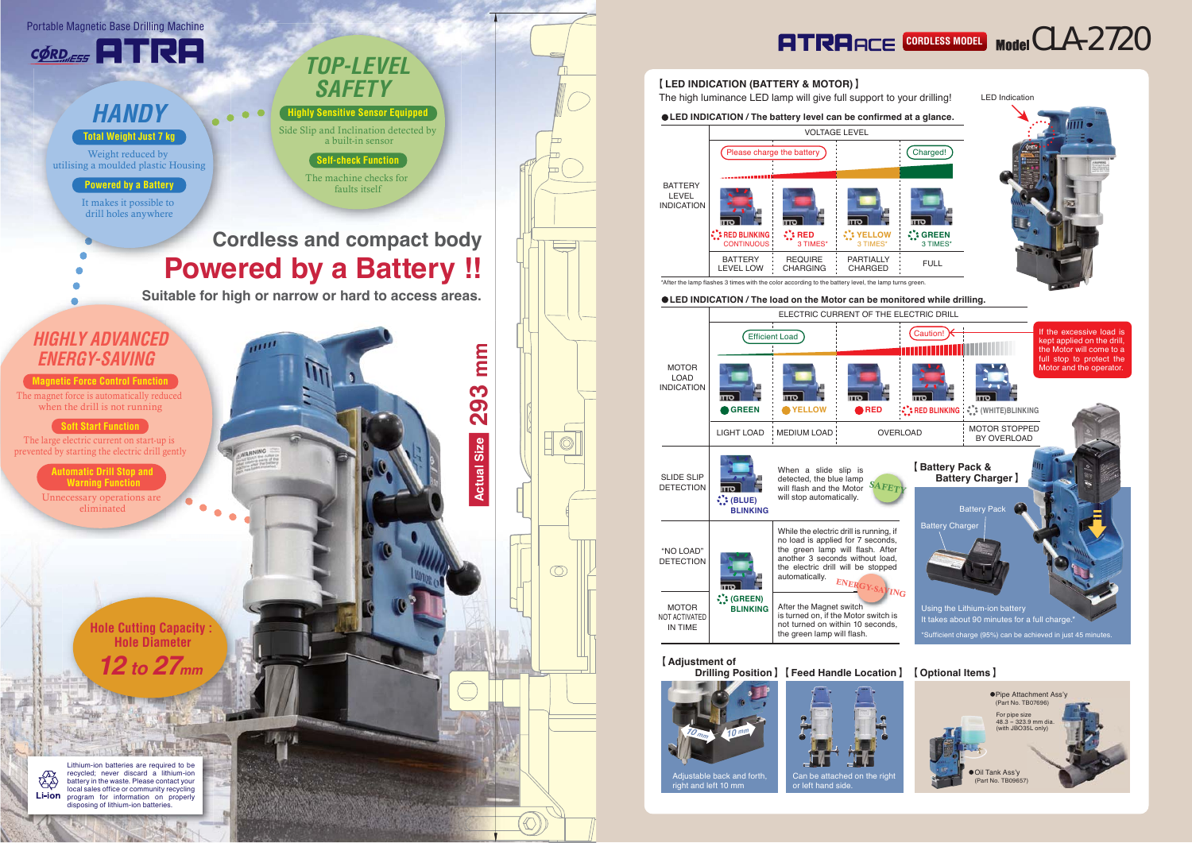Portable Magnetic Base Drilling Machine

CORDLESS ATRA

# HANDY

**Total Weight Just 7 kg**

Weight reduced by utilising a moulded plastic Housing

**Powered by a Battery**

It makes it possible to drill holes anywhere

# TOP-LEVEL SAFETY

**Highly Sensitive Sensor Equipped**

Side Slip and Inclination detected by a built-in sensor

**Self-check Function**

The machine checks for faults itself

## Cordless and compact body

# Powered by a Battery !!

**Suitable for high or narrow or hard to access areas.**

# HIGHLY ADVANCED ENERGY-SAVING

**Magnetic Force Control Function**

The magnet force is automatically reduced when the drill is not running

**Soft Start Function**

The large electric current on start-up is prevented by starting the electric drill gently

**Automatic Drill Stop and Warning Function**

Unnecessary operations are eliminated

**Hole Cutting Capacity : Hole Diameter**

**12 to 27mm**

Actual Size 293 mm

Lithium-ion batteries are required to be recycled; never discard a lithium-ion battery in the waste. Please contact your local sales office or community recycling program for information on properly disposing of lithium-ion batteries.

Li-ion

# ATRA ACE CORDLESS MODEL Model CLA-2720

## 【LED INDICATION (BATTERY & MOTOR)】

The high luminance LED lamp will give full support to your drilling!

LED Indication

### ● LED INDICATION / The battery level can be confirmed at a glance.

| | VOLTAGE LEVEL | | | |
|---|---|---|---|---|
| | Please charge the battery | | | Charged! |
| BATTERY LEVEL INDICATION | RED BLINKING CONTINUOUS | RED 3 TIMES* | YELLOW 3 TIMES* | GREEN 3 TIMES* |
| | BATTERY LEVEL LOW | REQUIRE CHARGING | PARTIALLY CHARGED | FULL |

*After the lamp flashes 3 times with the color according to the battery level, the lamp turns green.

### ● LED INDICATION / The load on the Motor can be monitored while drilling.

| | ELECTRIC CURRENT OF THE ELECTRIC DRILL | | | | |
|---|---|---|---|---|---|
| | Efficient Load | | | Caution! | |
| MOTOR LOAD INDICATION | GREEN | YELLOW | RED | RED BLINKING | (WHITE)BLINKING |
| | LIGHT LOAD | MEDIUM LOAD | OVERLOAD | | MOTOR STOPPED BY OVERLOAD |

If the excessive load is kept applied on the drill, the Motor will come to a full stop to protect the Motor and the operator.

| | | |
|---|---|---|
| SLIDE SLIP DETECTION | (BLUE) BLINKING | When a slide slip is detected, the blue lamp will flash and the Motor will stop automatically. SAFETY |
| "NO LOAD" DETECTION | (GREEN) BLINKING | While the electric drill is running, if no load is applied for 7 seconds, the green lamp will flash. After another 3 seconds without load, the electric drill will be stopped automatically. ENERGY-SAVING |
| MOTOR NOT ACTIVATED IN TIME | | After the Magnet switch is turned on, if the Motor switch is not turned on within 10 seconds, the green lamp will flash. |

## 【Battery Pack & Battery Charger】

Battery Pack

Battery Charger

Using the Lithium-ion battery
It takes about 90 minutes for a full charge.*

*Sufficient charge (95%) can be achieved in just 45 minutes.

## 【Adjustment of Drilling Position】

10 mm 10 mm

Adjustable back and forth, right and left 10 mm

## 【Feed Handle Location】

Can be attached on the right or left hand side.

## 【Optional Items】

- Pipe Attachment Ass'y (Part No. TB07696)
  For pipe size 48.3 ~ 323.9 mm dia. (with JBO35L only)
- Oil Tank Ass'y (Part No. TB09657)